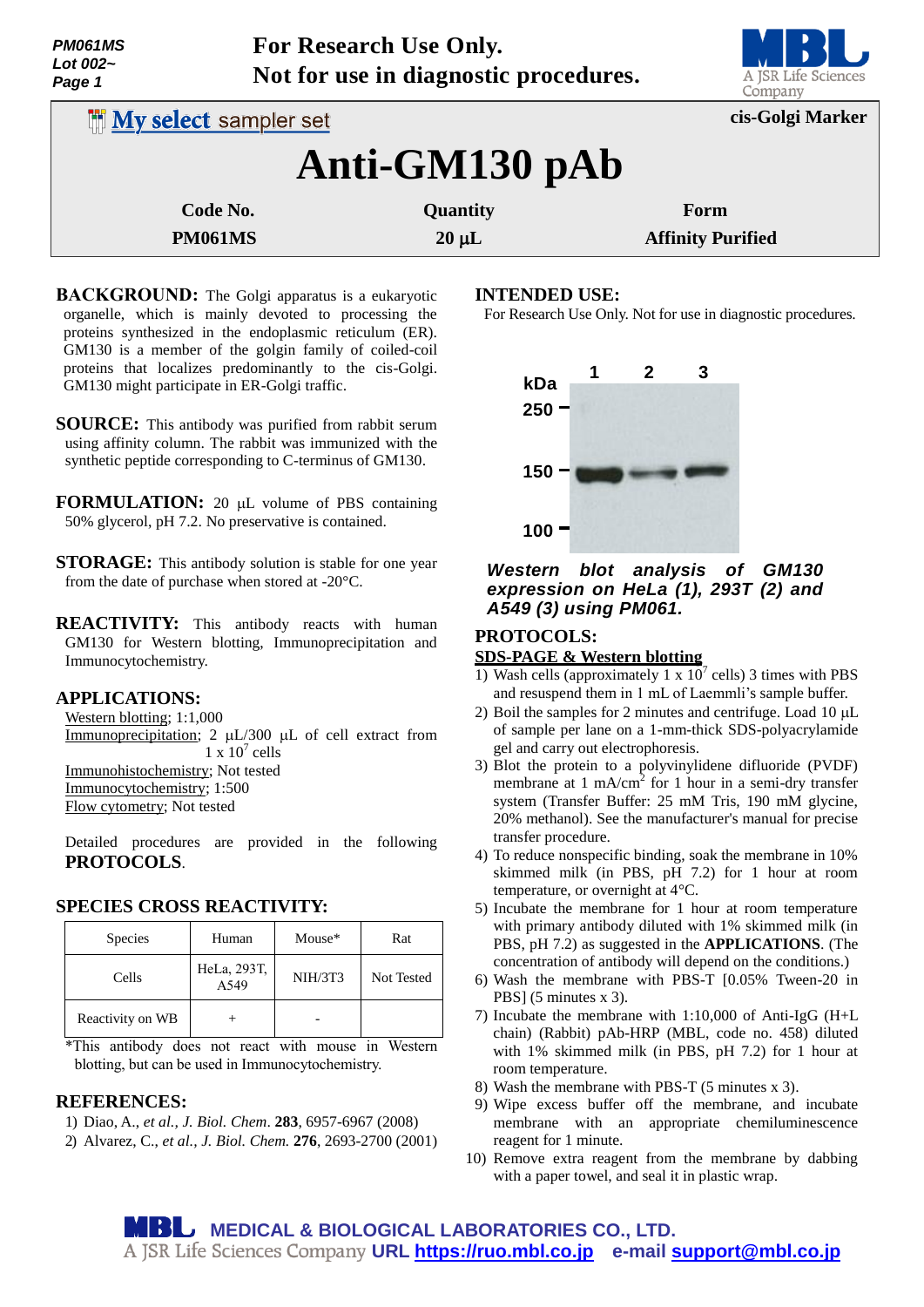PM061MS
Lot 002~

**For Research Use Only.**
**Not for use in diagnostic procedures.**

My select sampler set

**cis-Golgi Marker**

# Anti-GM130 pAb

| Code No. | Quantity | Form |
|---|---|---|
| PM061MS | 20 µL | Affinity Purified |

**BACKGROUND:** The Golgi apparatus is a eukaryotic organelle, which is mainly devoted to processing the proteins synthesized in the endoplasmic reticulum (ER). GM130 is a member of the golgin family of coiled-coil proteins that localizes predominantly to the cis-Golgi. GM130 might participate in ER-Golgi traffic.

**SOURCE:** This antibody was purified from rabbit serum using affinity column. The rabbit was immunized with the synthetic peptide corresponding to C-terminus of GM130.

**FORMULATION:** 20 µL volume of PBS containing 50% glycerol, pH 7.2. No preservative is contained.

**STORAGE:** This antibody solution is stable for one year from the date of purchase when stored at -20°C.

**REACTIVITY:** This antibody reacts with human GM130 for Western blotting, Immunoprecipitation and Immunocytochemistry.

## APPLICATIONS:

Western blotting; 1:1,000
Immunoprecipitation; 2 µL/300 µL of cell extract from $1 \times 10^7$ cells
Immunohistochemistry; Not tested
Immunocytochemistry; 1:500
Flow cytometry; Not tested

Detailed procedures are provided in the following **PROTOCOLS**.

## SPECIES CROSS REACTIVITY:

| Species | Human | Mouse* | Rat |
|---|---|---|---|
| Cells | HeLa, 293T, A549 | NIH/3T3 | Not Tested |
| Reactivity on WB | + | - | |

*This antibody does not react with mouse in Western blotting, but can be used in Immunocytochemistry.

## REFERENCES:

1) Diao, A., *et al., J. Biol. Chem*. **283**, 6957-6967 (2008)
2) Alvarez, C., *et al., J. Biol. Chem.* **276**, 2693-2700 (2001)

## INTENDED USE:

For Research Use Only. Not for use in diagnostic procedures.

***Western blot analysis of GM130 expression on HeLa (1), 293T (2) and A549 (3) using PM061.***

## PROTOCOLS:

### SDS-PAGE & Western blotting

1) Wash cells (approximately $1 \times 10^7$ cells) 3 times with PBS and resuspend them in 1 mL of Laemmli's sample buffer.
2) Boil the samples for 2 minutes and centrifuge. Load 10 µL of sample per lane on a 1-mm-thick SDS-polyacrylamide gel and carry out electrophoresis.
3) Blot the protein to a polyvinylidene difluoride (PVDF) membrane at 1 mA/cm$^2$ for 1 hour in a semi-dry transfer system (Transfer Buffer: 25 mM Tris, 190 mM glycine, 20% methanol). See the manufacturer's manual for precise transfer procedure.
4) To reduce nonspecific binding, soak the membrane in 10% skimmed milk (in PBS, pH 7.2) for 1 hour at room temperature, or overnight at 4°C.
5) Incubate the membrane for 1 hour at room temperature with primary antibody diluted with 1% skimmed milk (in PBS, pH 7.2) as suggested in the **APPLICATIONS**. (The concentration of antibody will depend on the conditions.)
6) Wash the membrane with PBS-T [0.05% Tween-20 in PBS] (5 minutes x 3).
7) Incubate the membrane with 1:10,000 of Anti-IgG (H+L chain) (Rabbit) pAb-HRP (MBL, code no. 458) diluted with 1% skimmed milk (in PBS, pH 7.2) for 1 hour at room temperature.
8) Wash the membrane with PBS-T (5 minutes x 3).
9) Wipe excess buffer off the membrane, and incubate membrane with an appropriate chemiluminescence reagent for 1 minute.
10) Remove extra reagent from the membrane by dabbing with a paper towel, and seal it in plastic wrap.

**MEDICAL & BIOLOGICAL LABORATORIES CO., LTD.**
A JSR Life Sciences Company **URL https://ruo.mbl.co.jp e-mail support@mbl.co.jp**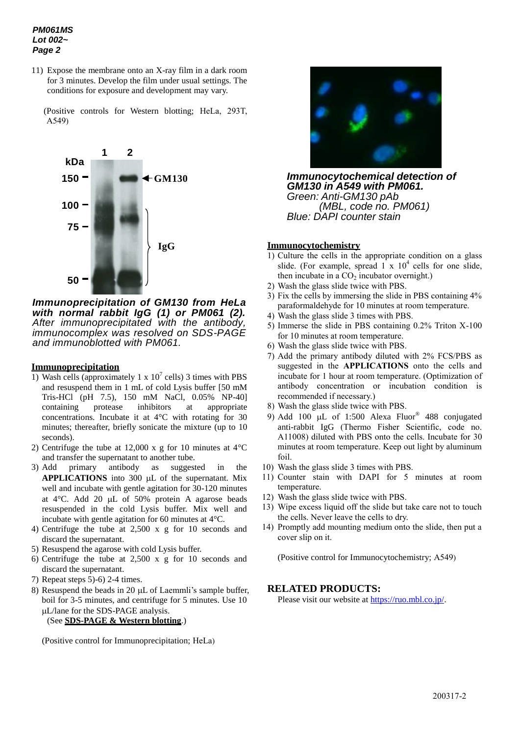11) Expose the membrane onto an X-ray film in a dark room for 3 minutes. Develop the film under usual settings. The conditions for exposure and development may vary.

(Positive controls for Western blotting; HeLa, 293T, A549)

1 2
kDa
150
100
75
50
GM130
IgG

***Immunoprecipitation of GM130 from HeLa with normal rabbit IgG (1) or PM061 (2).***
*After immunoprecipitated with the antibody, immunocomplex was resolved on SDS-PAGE and immunoblotted with PM061.*

## Immunoprecipitation

1) Wash cells (approximately 1 x $10^7$ cells) 3 times with PBS and resuspend them in 1 mL of cold Lysis buffer [50 mM Tris-HCl (pH 7.5), 150 mM NaCl, 0.05% NP-40] containing protease inhibitors at appropriate concentrations. Incubate it at 4°C with rotating for 30 minutes; thereafter, briefly sonicate the mixture (up to 10 seconds).
2) Centrifuge the tube at 12,000 x g for 10 minutes at 4°C and transfer the supernatant to another tube.
3) Add primary antibody as suggested in the **APPLICATIONS** into 300 µL of the supernatant. Mix well and incubate with gentle agitation for 30-120 minutes at 4°C. Add 20 µL of 50% protein A agarose beads resuspended in the cold Lysis buffer. Mix well and incubate with gentle agitation for 60 minutes at 4°C.
4) Centrifuge the tube at 2,500 x g for 10 seconds and discard the supernatant.
5) Resuspend the agarose with cold Lysis buffer.
6) Centrifuge the tube at 2,500 x g for 10 seconds and discard the supernatant.
7) Repeat steps 5)-6) 2-4 times.
8) Resuspend the beads in 20 µL of Laemmli's sample buffer, boil for 3-5 minutes, and centrifuge for 5 minutes. Use 10 µL/lane for the SDS-PAGE analysis.
   (See **SDS-PAGE & Western blotting**.)

(Positive control for Immunoprecipitation; HeLa)

***Immunocytochemical detection of GM130 in A549 with PM061.***
*Green: Anti-GM130 pAb (MBL, code no. PM061)*
*Blue: DAPI counter stain*

## Immunocytochemistry

1) Culture the cells in the appropriate condition on a glass slide. (For example, spread 1 x $10^4$ cells for one slide, then incubate in a $CO_2$ incubator overnight.)
2) Wash the glass slide twice with PBS.
3) Fix the cells by immersing the slide in PBS containing 4% paraformaldehyde for 10 minutes at room temperature.
4) Wash the glass slide 3 times with PBS.
5) Immerse the slide in PBS containing 0.2% Triton X-100 for 10 minutes at room temperature.
6) Wash the glass slide twice with PBS.
7) Add the primary antibody diluted with 2% FCS/PBS as suggested in the **APPLICATIONS** onto the cells and incubate for 1 hour at room temperature. (Optimization of antibody concentration or incubation condition is recommended if necessary.)
8) Wash the glass slide twice with PBS.
9) Add 100 µL of 1:500 Alexa Fluor® 488 conjugated anti-rabbit IgG (Thermo Fisher Scientific, code no. A11008) diluted with PBS onto the cells. Incubate for 30 minutes at room temperature. Keep out light by aluminum foil.
10) Wash the glass slide 3 times with PBS.
11) Counter stain with DAPI for 5 minutes at room temperature.
12) Wash the glass slide twice with PBS.
13) Wipe excess liquid off the slide but take care not to touch the cells. Never leave the cells to dry.
14) Promptly add mounting medium onto the slide, then put a cover slip on it.

(Positive control for Immunocytochemistry; A549)

## RELATED PRODUCTS:

Please visit our website at https://ruo.mbl.co.jp/.

200317-2